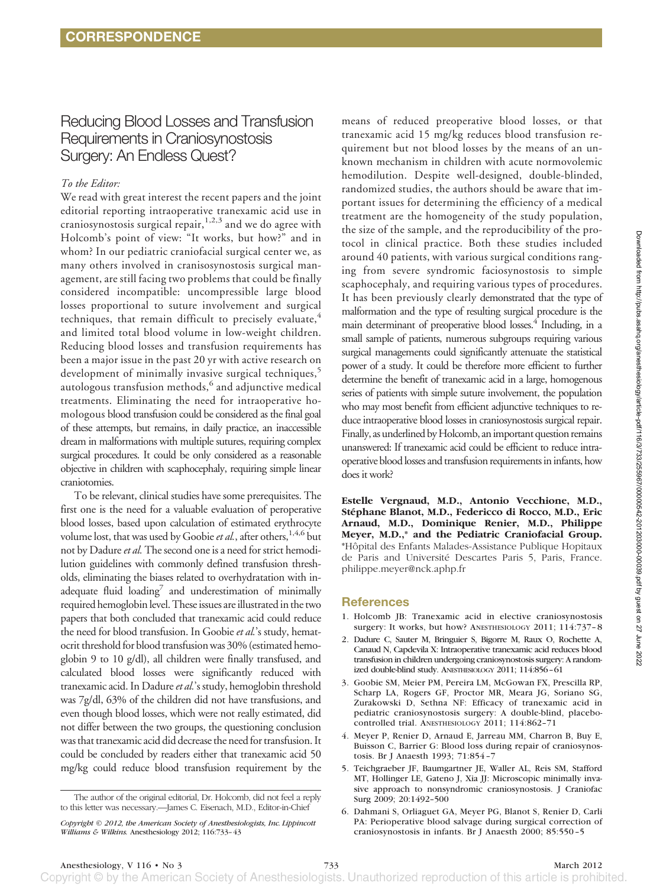# CORRESPONDENCE

## Reducing Blood Losses and Transfusion Requirements in Craniosynostosis Surgery: An Endless Quest?

*To the Editor:*

We read with great interest the recent papers and the joint editorial reporting intraoperative tranexamic acid use in craniosynostosis surgical repair,[1,2,3] and we do agree with Holcomb's point of view: "It works, but how?" and in whom? In our pediatric craniofacial surgical center we, as many others involved in cranisosynostosis surgical management, are still facing two problems that could be finally considered incompatible: uncompressible large blood losses proportional to suture involvement and surgical techniques, that remain difficult to precisely evaluate,[4] and limited total blood volume in low-weight children. Reducing blood losses and transfusion requirements has been a major issue in the past 20 yr with active research on development of minimally invasive surgical techniques,[5] autologous transfusion methods,[6] and adjunctive medical treatments. Eliminating the need for intraoperative homologous blood transfusion could be considered as the final goal of these attempts, but remains, in daily practice, an inaccessible dream in malformations with multiple sutures, requiring complex surgical procedures. It could be only considered as a reasonable objective in children with scaphocephaly, requiring simple linear craniotomies.

To be relevant, clinical studies have some prerequisites. The first one is the need for a valuable evaluation of peroperative blood losses, based upon calculation of estimated erythrocyte volume lost, that was used by Goobie *et al.*, after others,[1,4,6] but not by Dadure *et al.* The second one is a need for strict hemodilution guidelines with commonly defined transfusion thresholds, eliminating the biases related to overhydratation with inadequate fluid loading[7] and underestimation of minimally required hemoglobin level. These issues are illustrated in the two papers that both concluded that tranexamic acid could reduce the need for blood transfusion. In Goobie *et al.*'s study, hematocrit threshold for blood transfusion was 30% (estimated hemoglobin 9 to 10 g/dl), all children were finally transfused, and calculated blood losses were significantly reduced with tranexamic acid. In Dadure *et al.*'s study, hemoglobin threshold was 7g/dl, 63% of the children did not have transfusions, and even though blood losses, which were not really estimated, did not differ between the two groups, the questioning conclusion was that tranexamic acid did decrease the need for transfusion. It could be concluded by readers either that tranexamic acid 50 mg/kg could reduce blood transfusion requirement by the means of reduced preoperative blood losses, or that tranexamic acid 15 mg/kg reduces blood transfusion requirement but not blood losses by the means of an unknown mechanism in children with acute normovolemic hemodilution. Despite well-designed, double-blinded, randomized studies, the authors should be aware that important issues for determining the efficiency of a medical treatment are the homogeneity of the study population, the size of the sample, and the reproducibility of the protocol in clinical practice. Both these studies included around 40 patients, with various surgical conditions ranging from severe syndromic faciosynostosis to simple scaphocephaly, and requiring various types of procedures. It has been previously clearly demonstrated that the type of malformation and the type of resulting surgical procedure is the main determinant of preoperative blood losses.[4] Including, in a small sample of patients, numerous subgroups requiring various surgical managements could significantly attenuate the statistical power of a study. It could be therefore more efficient to further determine the benefit of tranexamic acid in a large, homogenous series of patients with simple suture involvement, the population who may most benefit from efficient adjunctive techniques to reduce intraoperative blood losses in craniosynostosis surgical repair. Finally, as underlined by Holcomb, an important question remains unanswered: If tranexamic acid could be efficient to reduce intraoperative blood losses and transfusion requirements in infants, how does it work?

**Estelle Vergnaud, M.D., Antonio Vecchione, M.D., Stéphane Blanot, M.D., Federicco di Rocco, M.D., Eric Arnaud, M.D., Dominique Renier, M.D., Philippe Meyer, M.D.,\* and the Pediatric Craniofacial Group.** \*Hôpital des Enfants Malades-Assistance Publique Hopitaux de Paris and Université Descartes Paris 5, Paris, France. philippe.meyer@nck.aphp.fr

The author of the original editorial, Dr. Holcomb, did not feel a reply to this letter was necessary.—James C. Eisenach, M.D., Editor-in-Chief

*Copyright © 2012, the American Society of Anesthesiologists, Inc. Lippincott Williams & Wilkins.* Anesthesiology 2012; 116:733–43

## References

1. Holcomb JB: Tranexamic acid in elective craniosynostosis surgery: It works, but how? ANESTHESIOLOGY 2011; 114:737–8
2. Dadure C, Sauter M, Bringuier S, Bigorre M, Raux O, Rochette A, Canaud N, Capdevila X: Intraoperative tranexamic acid reduces blood transfusion in children undergoing craniosynostosis surgery: A randomized double-blind study. ANESTHESIOLOGY 2011; 114:856–61
3. Goobie SM, Meier PM, Pereira LM, McGowan FX, Prescilla RP, Scharp LA, Rogers GF, Proctor MR, Meara JG, Soriano SG, Zurakowski D, Sethna NF: Efficacy of tranexamic acid in pediatric craniosynostosis surgery: A double-blind, placebo-controlled trial. ANESTHESIOLOGY 2011; 114:862–71
4. Meyer P, Renier D, Arnaud E, Jarreau MM, Charron B, Buy E, Buisson C, Barrier G: Blood loss during repair of craniosynostosis. Br J Anaesth 1993; 71:854–7
5. Teichgraeber JF, Baumgartner JE, Waller AL, Reis SM, Stafford MT, Hollinger LE, Gateno J, Xia JJ: Microscopic minimally invasive approach to nonsyndromic craniosynostosis. J Craniofac Surg 2009; 20:1492–500
6. Dahmani S, Orliaguet GA, Meyer PG, Blanot S, Renier D, Carli PA: Perioperative blood salvage during surgical correction of craniosynostosis in infants. Br J Anaesth 2000; 85:550–5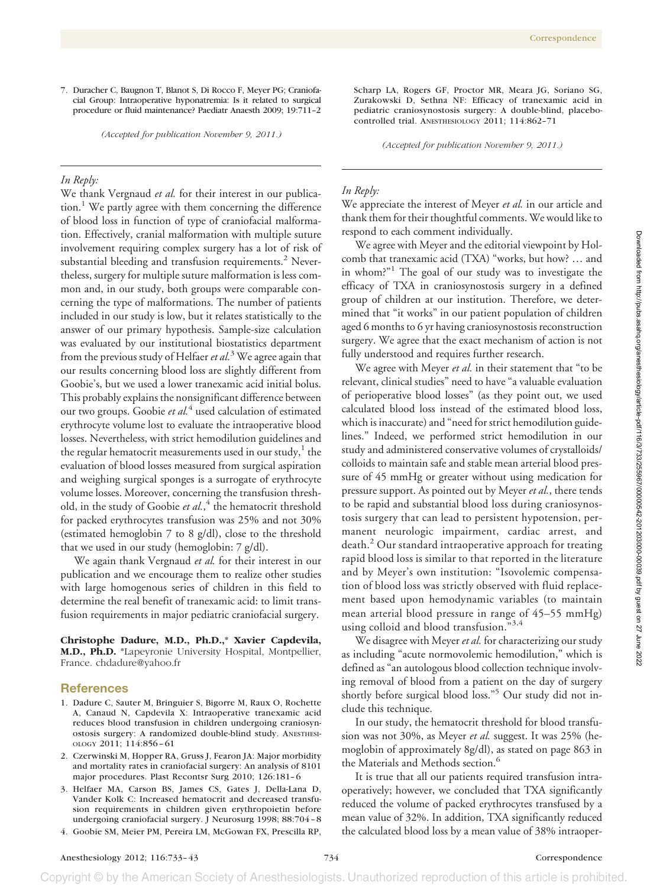7. Duracher C, Baugnon T, Blanot S, Di Rocco F, Meyer PG; Craniofacial Group: Intraoperative hyponatremia: Is it related to surgical procedure or fluid maintenance? Paediatr Anaesth 2009; 19:711–2

*(Accepted for publication November 9, 2011.)*

---

*In Reply:*

We thank Vergnaud *et al.* for their interest in our publication.[1] We partly agree with them concerning the difference of blood loss in function of type of craniofacial malformation. Effectively, cranial malformation with multiple suture involvement requiring complex surgery has a lot of risk of substantial bleeding and transfusion requirements.[2] Nevertheless, surgery for multiple suture malformation is less common and, in our study, both groups were comparable concerning the type of malformations. The number of patients included in our study is low, but it relates statistically to the answer of our primary hypothesis. Sample-size calculation was evaluated by our institutional biostatistics department from the previous study of Helfaer *et al.*[3] We agree again that our results concerning blood loss are slightly different from Goobie's, but we used a lower tranexamic acid initial bolus. This probably explains the nonsignificant difference between our two groups. Goobie *et al.*[4] used calculation of estimated erythrocyte volume lost to evaluate the intraoperative blood losses. Nevertheless, with strict hemodilution guidelines and the regular hematocrit measurements used in our study,[1] the evaluation of blood losses measured from surgical aspiration and weighing surgical sponges is a surrogate of erythrocyte volume losses. Moreover, concerning the transfusion threshold, in the study of Goobie *et al.*,[4] the hematocrit threshold for packed erythrocytes transfusion was 25% and not 30% (estimated hemoglobin 7 to 8 g/dl), close to the threshold that we used in our study (hemoglobin: 7 g/dl).

We again thank Vergnaud *et al.* for their interest in our publication and we encourage them to realize other studies with large homogenous series of children in this field to determine the real benefit of tranexamic acid: to limit transfusion requirements in major pediatric craniofacial surgery.

**Christophe Dadure, M.D., Ph.D.,\* Xavier Capdevila, M.D., Ph.D.** \*Lapeyronie University Hospital, Montpellier, France. chdadure@yahoo.fr

## References

1. Dadure C, Sauter M, Bringuier S, Bigorre M, Raux O, Rochette A, Canaud N, Capdevila X: Intraoperative tranexamic acid reduces blood transfusion in children undergoing craniosynostosis surgery: A randomized double-blind study. ANESTHESIOLOGY 2011; 114:856–61
2. Czerwinski M, Hopper RA, Gruss J, Fearon JA: Major morbidity and mortality rates in craniofacial surgery: An analysis of 8101 major procedures. Plast Recontsr Surg 2010; 126:181–6
3. Helfaer MA, Carson BS, James CS, Gates J, Della-Lana D, Vander Kolk C: Increased hematocrit and decreased transfusion requirements in children given erythropoietin before undergoing craniofacial surgery. J Neurosurg 1998; 88:704–8
4. Goobie SM, Meier PM, Pereira LM, McGowan FX, Prescilla RP, Scharp LA, Rogers GF, Proctor MR, Meara JG, Soriano SG, Zurakowski D, Sethna NF: Efficacy of tranexamic acid in pediatric craniosynostosis surgery: A double-blind, placebo-controlled trial. ANESTHESIOLOGY 2011; 114:862–71

*(Accepted for publication November 9, 2011.)*

---

*In Reply:*

We appreciate the interest of Meyer *et al.* in our article and thank them for their thoughtful comments. We would like to respond to each comment individually.

We agree with Meyer and the editorial viewpoint by Holcomb that tranexamic acid (TXA) "works, but how? … and in whom?"[1] The goal of our study was to investigate the efficacy of TXA in craniosynostosis surgery in a defined group of children at our institution. Therefore, we determined that "it works" in our patient population of children aged 6 months to 6 yr having craniosynostosis reconstruction surgery. We agree that the exact mechanism of action is not fully understood and requires further research.

We agree with Meyer *et al.* in their statement that "to be relevant, clinical studies" need to have "a valuable evaluation of perioperative blood losses" (as they point out, we used calculated blood loss instead of the estimated blood loss, which is inaccurate) and "need for strict hemodilution guidelines." Indeed, we performed strict hemodilution in our study and administered conservative volumes of crystalloids/colloids to maintain safe and stable mean arterial blood pressure of 45 mmHg or greater without using medication for pressure support. As pointed out by Meyer *et al.*, there tends to be rapid and substantial blood loss during craniosynostosis surgery that can lead to persistent hypotension, permanent neurologic impairment, cardiac arrest, and death.[2] Our standard intraoperative approach for treating rapid blood loss is similar to that reported in the literature and by Meyer's own institution: "Isovolemic compensation of blood loss was strictly observed with fluid replacement based upon hemodynamic variables (to maintain mean arterial blood pressure in range of 45–55 mmHg) using colloid and blood transfusion."[3,4]

We disagree with Meyer *et al.* for characterizing our study as including "acute normovolemic hemodilution," which is defined as "an autologous blood collection technique involving removal of blood from a patient on the day of surgery shortly before surgical blood loss."[5] Our study did not include this technique.

In our study, the hematocrit threshold for blood transfusion was not 30%, as Meyer *et al.* suggest. It was 25% (hemoglobin of approximately 8g/dl), as stated on page 863 in the Materials and Methods section.[6]

It is true that all our patients required transfusion intraoperatively; however, we concluded that TXA significantly reduced the volume of packed erythrocytes transfused by a mean value of 32%. In addition, TXA significantly reduced the calculated blood loss by a mean value of 38% intraoper-